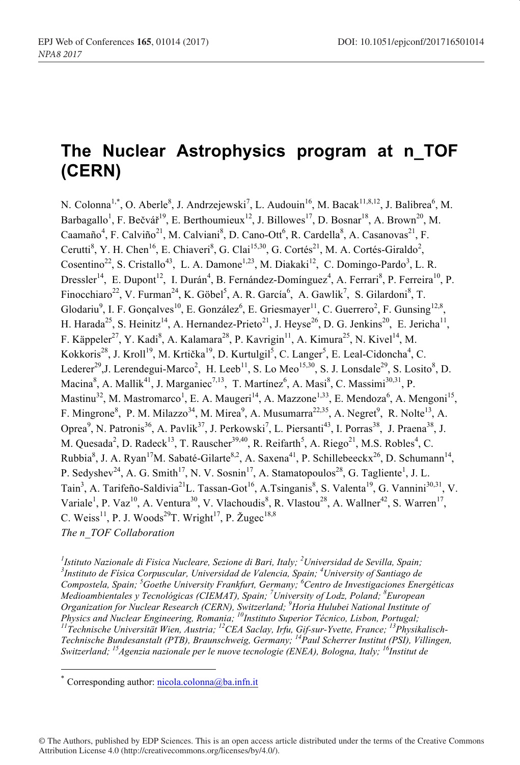# The Nuclear Astrophysics program at n_TOF (CERN)

N. Colonna[1,*], O. Aberle[8], J. Andrzejewski[7], L. Audouin[16], M. Bacak[11,8,12], J. Balibrea[6], M. Barbagallo[1], F. Bečvář[19], E. Berthoumieux[12], J. Billowes[17], D. Bosnar[18], A. Brown[20], M. Caamaño[4], F. Calviño[21], M. Calviani[8], D. Cano-Ott[6], R. Cardella[8], A. Casanovas[21], F. Cerutti[8], Y. H. Chen[16], E. Chiaveri[8], G. Clai[15,30], G. Cortés[21], M. A. Cortés-Giraldo[2], Cosentino[22], S. Cristallo[43], L. A. Damone[1,23], M. Diakaki[12], C. Domingo-Pardo[3], L. R. Dressler[14], E. Dupont[12], I. Durán[4], B. Fernández-Domínguez[4], A. Ferrari[8], P. Ferreira[10], P. Finocchiaro[22], V. Furman[24], K. Göbel[5], A. R. García[6], A. Gawlik[7], S. Gilardoni[8], T. Glodariu[9], I. F. Gonçalves[10], E. González[6], E. Griesmayer[11], C. Guerrero[2], F. Gunsing[12,8], H. Harada[25], S. Heinitz[14], A. Hernandez-Prieto[21], J. Heyse[26], D. G. Jenkins[20], E. Jericha[11], F. Käppeler[27], Y. Kadi[8], A. Kalamara[28], P. Kavrigin[11], A. Kimura[25], N. Kivel[14], M. Kokkoris[28], J. Kroll[19], M. Krtička[19], D. Kurtulgil[5], C. Langer[5], E. Leal-Cidoncha[4], C. Lederer[29], J. Lerendegui-Marco[2], H. Leeb[11], S. Lo Meo[15,30], S. J. Lonsdale[29], S. Losito[8], D. Macina[8], A. Mallik[41], J. Marganiec[7,13], T. Martínez[6], A. Masi[8], C. Massimi[30,31], P. Mastinu[32], M. Mastromarco[1], E. A. Maugeri[14], A. Mazzone[1,33], E. Mendoza[6], A. Mengoni[15], F. Mingrone[8], P. M. Milazzo[34], M. Mirea[9], A. Musumarra[22,35], A. Negret[9], R. Nolte[13], A. Oprea[9], N. Patronis[36], A. Pavlik[37], J. Perkowski[7], L. Piersanti[43], I. Porras[38], J. Praena[38], J. M. Quesada[2], D. Radeck[13], T. Rauscher[39,40], R. Reifarth[5], A. Riego[21], M.S. Robles[4], C. Rubbia[8], J. A. Ryan[17] M. Sabaté-Gilarte[8,2], A. Saxena[41], P. Schillebeeckx[26], D. Schumann[14], P. Sedyshev[24], A. G. Smith[17], N. V. Sosnin[17], A. Stamatopoulos[28], G. Tagliente[1], J. L. Tain[3], A. Tarifeño-Saldivia[21] L. Tassan-Got[16], A.Tsinganis[8], S. Valenta[19], G. Vannini[30,31], V. Variale[1], P. Vaz[10], A. Ventura[30], V. Vlachoudis[8], R. Vlastou[28], A. Wallner[42], S. Warren[17], C. Weiss[11], P. J. Woods[29] T. Wright[17], P. Žugec[18,8]

*The n_TOF Collaboration*

*[1]Istituto Nazionale di Fisica Nucleare, Sezione di Bari, Italy; [2]Universidad de Sevilla, Spain; [3]Instituto de Física Corpuscular, Universidad de Valencia, Spain; [4]University of Santiago de Compostela, Spain; [5]Goethe University Frankfurt, Germany; [6]Centro de Investigaciones Energéticas Medioambientales y Tecnológicas (CIEMAT), Spain; [7]University of Lodz, Poland; [8]European Organization for Nuclear Research (CERN), Switzerland; [9]Horia Hulubei National Institute of Physics and Nuclear Engineering, Romania; [10]Instituto Superior Técnico, Lisbon, Portugal; [11]Technische Universität Wien, Austria; [12]CEA Saclay, Irfu, Gif-sur-Yvette, France; [13]Physikalisch-Technische Bundesanstalt (PTB), Braunschweig, Germany; [14]Paul Scherrer Institut (PSI), Villingen, Switzerland; [15]Agenzia nazionale per le nuove tecnologie (ENEA), Bologna, Italy; [16]Institut de*

[*] Corresponding author: nicola.colonna@ba.infn.it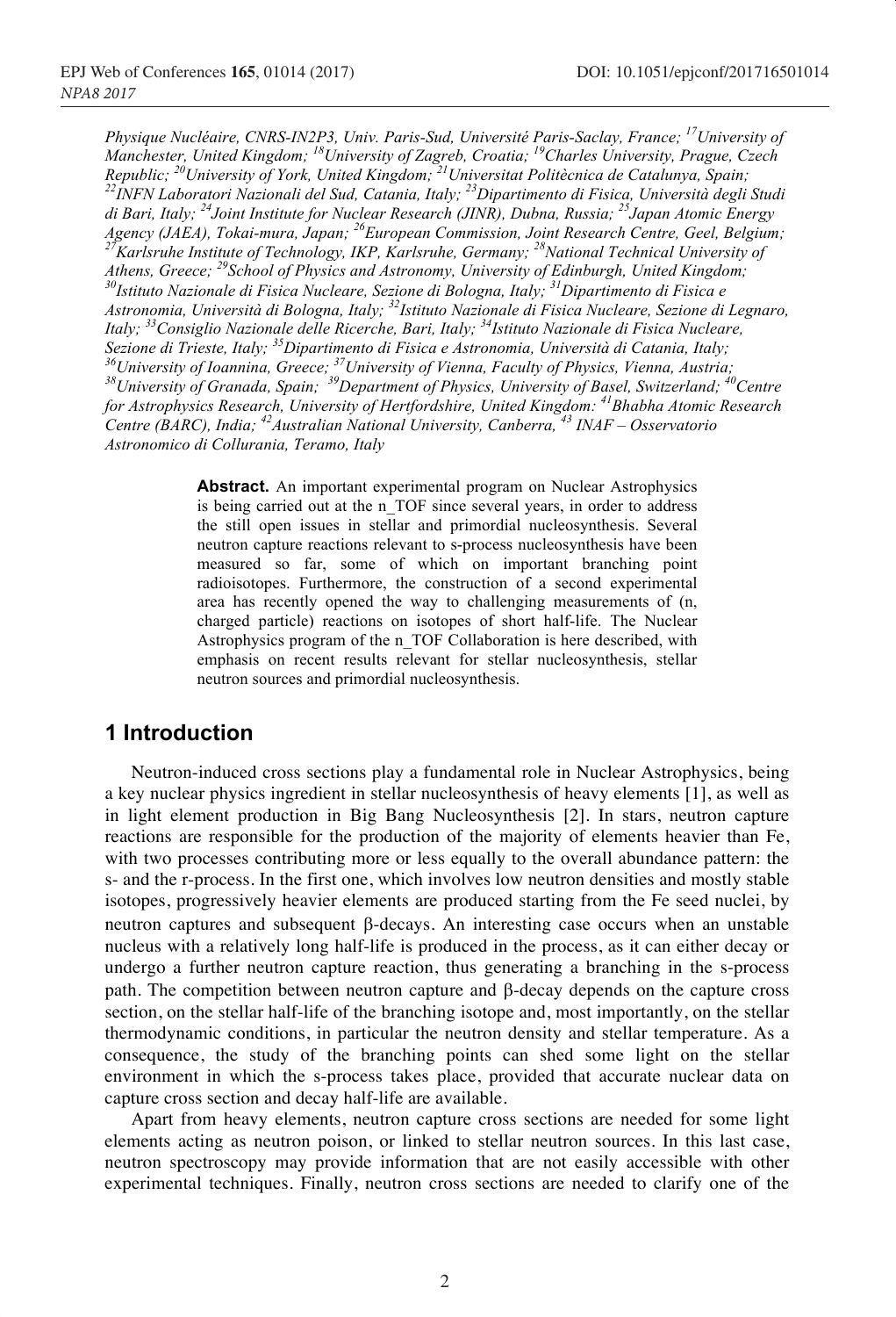*Physique Nucléaire, CNRS-IN2P3, Univ. Paris-Sud, Université Paris-Saclay, France; [17]University of Manchester, United Kingdom; [18]University of Zagreb, Croatia; [19]Charles University, Prague, Czech Republic; [20]University of York, United Kingdom; [21]Universitat Politècnica de Catalunya, Spain; [22]INFN Laboratori Nazionali del Sud, Catania, Italy; [23]Dipartimento di Fisica, Università degli Studi di Bari, Italy; [24]Joint Institute for Nuclear Research (JINR), Dubna, Russia; [25]Japan Atomic Energy Agency (JAEA), Tokai-mura, Japan; [26]European Commission, Joint Research Centre, Geel, Belgium; [27]Karlsruhe Institute of Technology, IKP, Karlsruhe, Germany; [28]National Technical University of Athens, Greece; [29]School of Physics and Astronomy, University of Edinburgh, United Kingdom; [30]Istituto Nazionale di Fisica Nucleare, Sezione di Bologna, Italy; [31]Dipartimento di Fisica e Astronomia, Università di Bologna, Italy; [32]Istituto Nazionale di Fisica Nucleare, Sezione di Legnaro, Italy; [33]Consiglio Nazionale delle Ricerche, Bari, Italy; [34]Istituto Nazionale di Fisica Nucleare, Sezione di Trieste, Italy; [35]Dipartimento di Fisica e Astronomia, Università di Catania, Italy; [36]University of Ioannina, Greece; [37]University of Vienna, Faculty of Physics, Vienna, Austria; [38]University of Granada, Spain; [39]Department of Physics, University of Basel, Switzerland; [40]Centre for Astrophysics Research, University of Hertfordshire, United Kingdom: [41]Bhabha Atomic Research Centre (BARC), India; [42]Australian National University, Canberra, [43] INAF – Osservatorio Astronomico di Collurania, Teramo, Italy*

**Abstract.** An important experimental program on Nuclear Astrophysics is being carried out at the n_TOF since several years, in order to address the still open issues in stellar and primordial nucleosynthesis. Several neutron capture reactions relevant to s-process nucleosynthesis have been measured so far, some of which on important branching point radioisotopes. Furthermore, the construction of a second experimental area has recently opened the way to challenging measurements of (n, charged particle) reactions on isotopes of short half-life. The Nuclear Astrophysics program of the n_TOF Collaboration is here described, with emphasis on recent results relevant for stellar nucleosynthesis, stellar neutron sources and primordial nucleosynthesis.

## 1 Introduction

Neutron-induced cross sections play a fundamental role in Nuclear Astrophysics, being a key nuclear physics ingredient in stellar nucleosynthesis of heavy elements [1], as well as in light element production in Big Bang Nucleosynthesis [2]. In stars, neutron capture reactions are responsible for the production of the majority of elements heavier than Fe, with two processes contributing more or less equally to the overall abundance pattern: the s- and the r-process. In the first one, which involves low neutron densities and mostly stable isotopes, progressively heavier elements are produced starting from the Fe seed nuclei, by neutron captures and subsequent β-decays. An interesting case occurs when an unstable nucleus with a relatively long half-life is produced in the process, as it can either decay or undergo a further neutron capture reaction, thus generating a branching in the s-process path. The competition between neutron capture and β-decay depends on the capture cross section, on the stellar half-life of the branching isotope and, most importantly, on the stellar thermodynamic conditions, in particular the neutron density and stellar temperature. As a consequence, the study of the branching points can shed some light on the stellar environment in which the s-process takes place, provided that accurate nuclear data on capture cross section and decay half-life are available.

Apart from heavy elements, neutron capture cross sections are needed for some light elements acting as neutron poison, or linked to stellar neutron sources. In this last case, neutron spectroscopy may provide information that are not easily accessible with other experimental techniques. Finally, neutron cross sections are needed to clarify one of the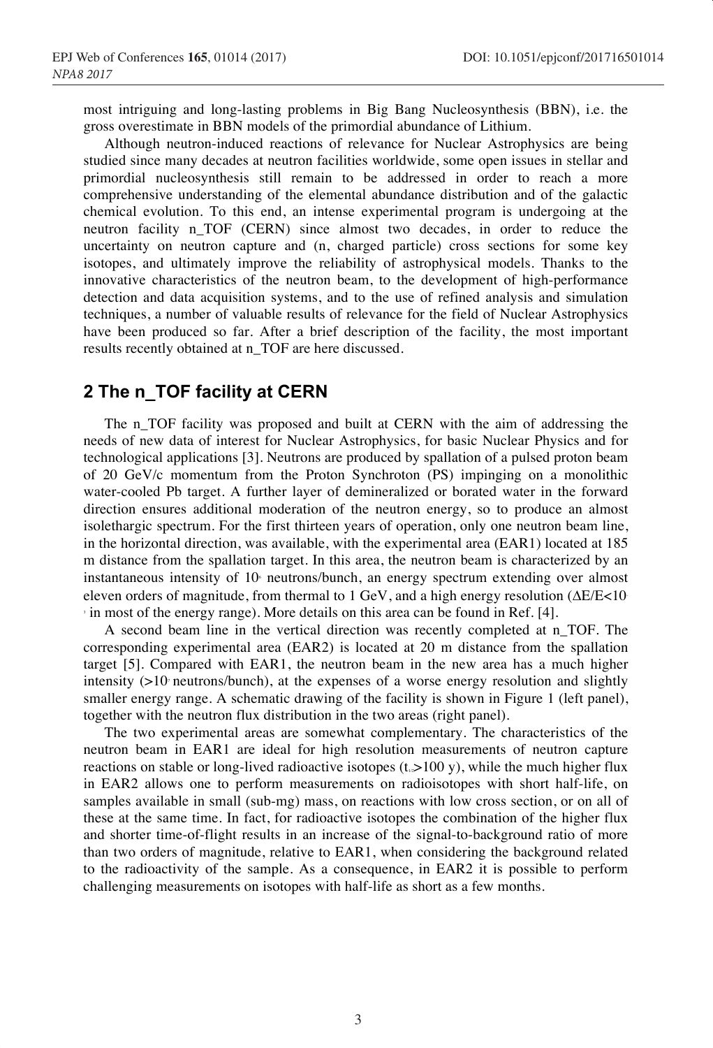most intriguing and long-lasting problems in Big Bang Nucleosynthesis (BBN), i.e. the gross overestimate in BBN models of the primordial abundance of Lithium.

Although neutron-induced reactions of relevance for Nuclear Astrophysics are being studied since many decades at neutron facilities worldwide, some open issues in stellar and primordial nucleosynthesis still remain to be addressed in order to reach a more comprehensive understanding of the elemental abundance distribution and of the galactic chemical evolution. To this end, an intense experimental program is undergoing at the neutron facility n_TOF (CERN) since almost two decades, in order to reduce the uncertainty on neutron capture and (n, charged particle) cross sections for some key isotopes, and ultimately improve the reliability of astrophysical models. Thanks to the innovative characteristics of the neutron beam, to the development of high-performance detection and data acquisition systems, and to the use of refined analysis and simulation techniques, a number of valuable results of relevance for the field of Nuclear Astrophysics have been produced so far. After a brief description of the facility, the most important results recently obtained at n_TOF are here discussed.

## 2 The n_TOF facility at CERN

The n_TOF facility was proposed and built at CERN with the aim of addressing the needs of new data of interest for Nuclear Astrophysics, for basic Nuclear Physics and for technological applications [3]. Neutrons are produced by spallation of a pulsed proton beam of 20 GeV/c momentum from the Proton Synchrotron (PS) impinging on a monolithic water-cooled Pb target. A further layer of demineralized or borated water in the forward direction ensures additional moderation of the neutron energy, so to produce an almost isolethargic spectrum. For the first thirteen years of operation, only one neutron beam line, in the horizontal direction, was available, with the experimental area (EAR1) located at 185 m distance from the spallation target. In this area, the neutron beam is characterized by an instantaneous intensity of $10^6$ neutrons/bunch, an energy spectrum extending over almost eleven orders of magnitude, from thermal to 1 GeV, and a high energy resolution ($\Delta E/E<10^{-3}$ in most of the energy range). More details on this area can be found in Ref. [4].

A second beam line in the vertical direction was recently completed at n_TOF. The corresponding experimental area (EAR2) is located at 20 m distance from the spallation target [5]. Compared with EAR1, the neutron beam in the new area has a much higher intensity ($>10^7$ neutrons/bunch), at the expenses of a worse energy resolution and slightly smaller energy range. A schematic drawing of the facility is shown in Figure 1 (left panel), together with the neutron flux distribution in the two areas (right panel).

The two experimental areas are somewhat complementary. The characteristics of the neutron beam in EAR1 are ideal for high resolution measurements of neutron capture reactions on stable or long-lived radioactive isotopes ($t_{1/2}>100$ y), while the much higher flux in EAR2 allows one to perform measurements on radioisotopes with short half-life, on samples available in small (sub-mg) mass, on reactions with low cross section, or on all of these at the same time. In fact, for radioactive isotopes the combination of the higher flux and shorter time-of-flight results in an increase of the signal-to-background ratio of more than two orders of magnitude, relative to EAR1, when considering the background related to the radioactivity of the sample. As a consequence, in EAR2 it is possible to perform challenging measurements on isotopes with half-life as short as a few months.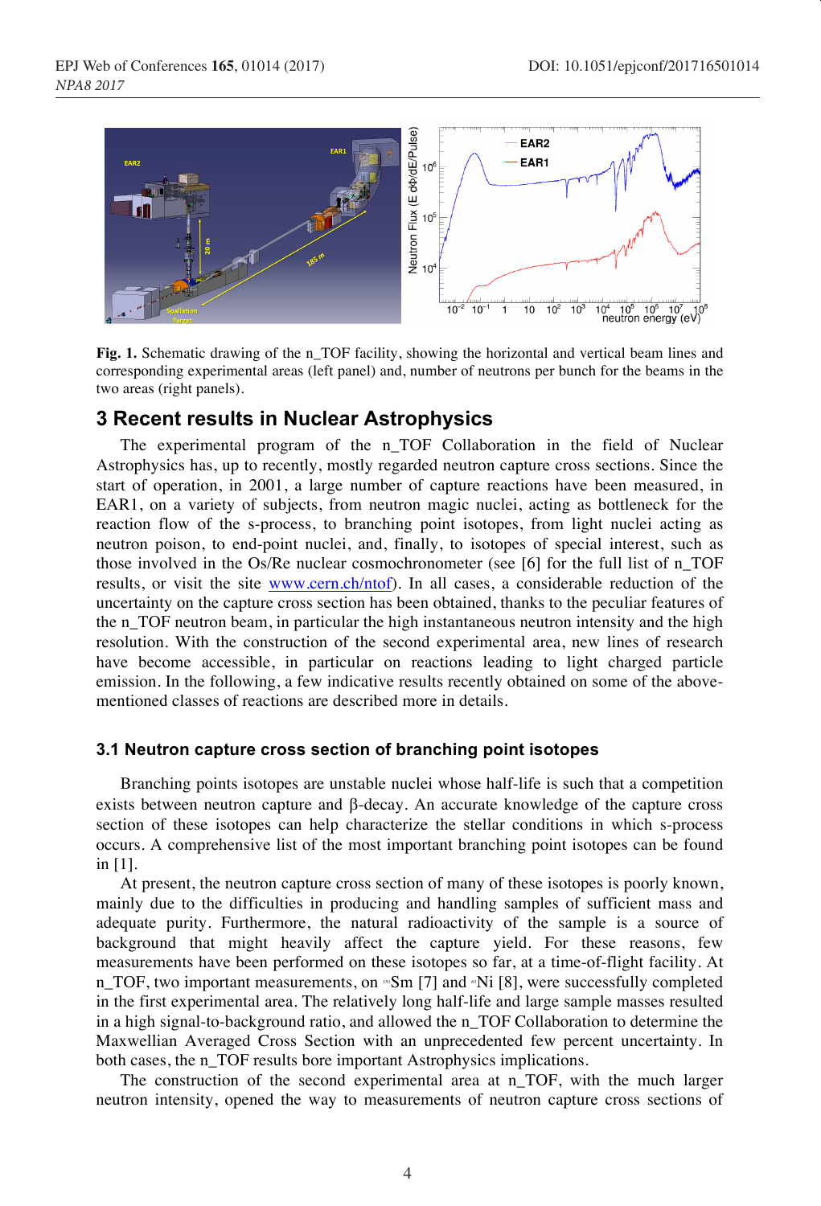Fig. 1. Schematic drawing of the n_TOF facility, showing the horizontal and vertical beam lines and corresponding experimental areas (left panel) and, number of neutrons per bunch for the beams in the two areas (right panels).

## 3 Recent results in Nuclear Astrophysics

The experimental program of the n_TOF Collaboration in the field of Nuclear Astrophysics has, up to recently, mostly regarded neutron capture cross sections. Since the start of operation, in 2001, a large number of capture reactions have been measured, in EAR1, on a variety of subjects, from neutron magic nuclei, acting as bottleneck for the reaction flow of the s-process, to branching point isotopes, from light nuclei acting as neutron poison, to end-point nuclei, and, finally, to isotopes of special interest, such as those involved in the Os/Re nuclear cosmochronometer (see [6] for the full list of n_TOF results, or visit the site www.cern.ch/ntof). In all cases, a considerable reduction of the uncertainty on the capture cross section has been obtained, thanks to the peculiar features of the n_TOF neutron beam, in particular the high instantaneous neutron intensity and the high resolution. With the construction of the second experimental area, new lines of research have become accessible, in particular on reactions leading to light charged particle emission. In the following, a few indicative results recently obtained on some of the above-mentioned classes of reactions are described more in details.

### 3.1 Neutron capture cross section of branching point isotopes

Branching points isotopes are unstable nuclei whose half-life is such that a competition exists between neutron capture and β-decay. An accurate knowledge of the capture cross section of these isotopes can help characterize the stellar conditions in which s-process occurs. A comprehensive list of the most important branching point isotopes can be found in [1].

At present, the neutron capture cross section of many of these isotopes is poorly known, mainly due to the difficulties in producing and handling samples of sufficient mass and adequate purity. Furthermore, the natural radioactivity of the sample is a source of background that might heavily affect the capture yield. For these reasons, few measurements have been performed on these isotopes so far, at a time-of-flight facility. At n_TOF, two important measurements, on $^{151}$Sm [7] and $^{63}$Ni [8], were successfully completed in the first experimental area. The relatively long half-life and large sample masses resulted in a high signal-to-background ratio, and allowed the n_TOF Collaboration to determine the Maxwellian Averaged Cross Section with an unprecedented few percent uncertainty. In both cases, the n_TOF results bore important Astrophysics implications.

The construction of the second experimental area at n_TOF, with the much larger neutron intensity, opened the way to measurements of neutron capture cross sections of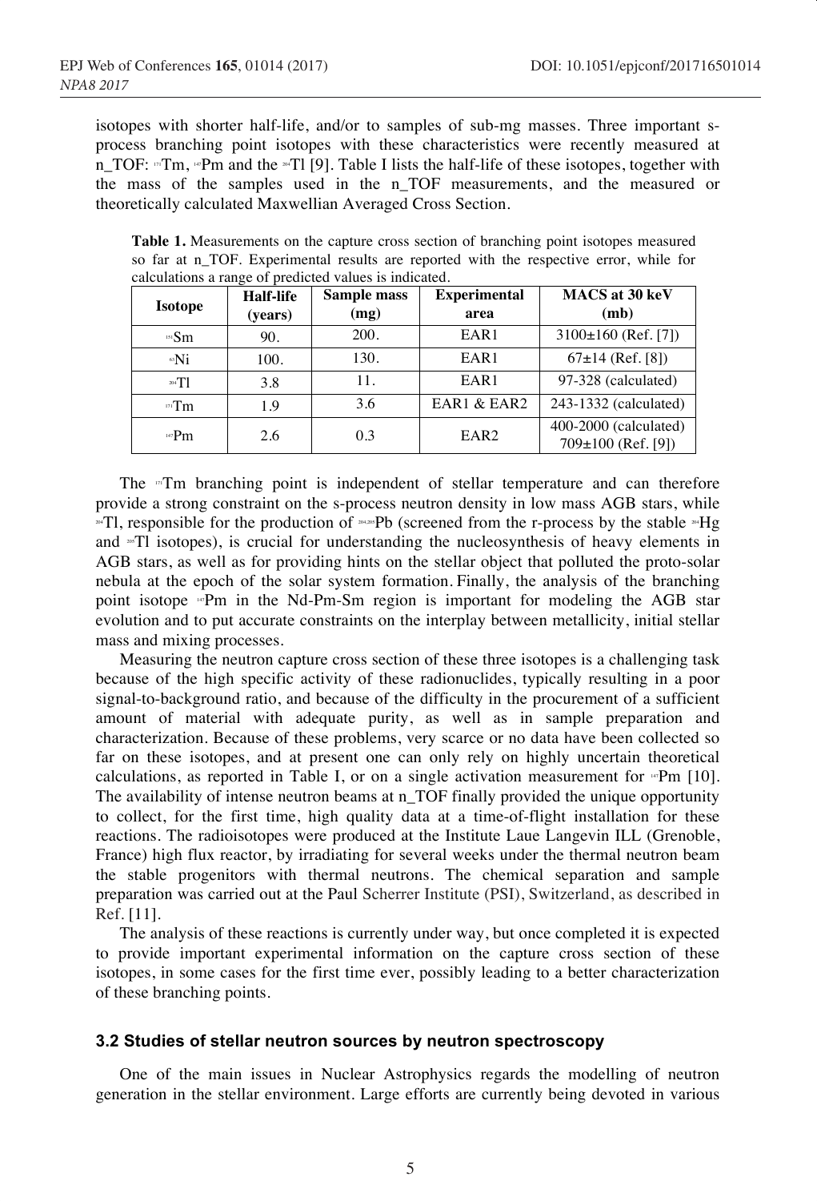isotopes with shorter half-life, and/or to samples of sub-mg masses. Three important s-process branching point isotopes with these characteristics were recently measured at n_TOF: $^{171}$Tm, $^{147}$Pm and the $^{204}$Tl [9]. Table I lists the half-life of these isotopes, together with the mass of the samples used in the n_TOF measurements, and the measured or theoretically calculated Maxwellian Averaged Cross Section.

**Table 1.** Measurements on the capture cross section of branching point isotopes measured so far at n_TOF. Experimental results are reported with the respective error, while for calculations a range of predicted values is indicated.

| Isotope | Half-life (years) | Sample mass (mg) | Experimental area | MACS at 30 keV (mb) |
|---|---|---|---|---|
| $^{151}$Sm | 90. | 200. | EAR1 | 3100±160 (Ref. [7]) |
| $^{63}$Ni | 100. | 130. | EAR1 | 67±14 (Ref. [8]) |
| $^{204}$Tl | 3.8 | 11. | EAR1 | 97-328 (calculated) |
| $^{171}$Tm | 1.9 | 3.6 | EAR1 & EAR2 | 243-1332 (calculated) |
| $^{147}$Pm | 2.6 | 0.3 | EAR2 | 400-2000 (calculated) 709±100 (Ref. [9]) |

The $^{171}$Tm branching point is independent of stellar temperature and can therefore provide a strong constraint on the s-process neutron density in low mass AGB stars, while $^{204}$Tl, responsible for the production of $^{204,205}$Pb (screened from the r-process by the stable $^{204}$Hg and $^{205}$Tl isotopes), is crucial for understanding the nucleosynthesis of heavy elements in AGB stars, as well as for providing hints on the stellar object that polluted the proto-solar nebula at the epoch of the solar system formation. Finally, the analysis of the branching point isotope $^{147}$Pm in the Nd-Pm-Sm region is important for modeling the AGB star evolution and to put accurate constraints on the interplay between metallicity, initial stellar mass and mixing processes.

Measuring the neutron capture cross section of these three isotopes is a challenging task because of the high specific activity of these radionuclides, typically resulting in a poor signal-to-background ratio, and because of the difficulty in the procurement of a sufficient amount of material with adequate purity, as well as in sample preparation and characterization. Because of these problems, very scarce or no data have been collected so far on these isotopes, and at present one can only rely on highly uncertain theoretical calculations, as reported in Table I, or on a single activation measurement for $^{147}$Pm [10]. The availability of intense neutron beams at n_TOF finally provided the unique opportunity to collect, for the first time, high quality data at a time-of-flight installation for these reactions. The radioisotopes were produced at the Institute Laue Langevin ILL (Grenoble, France) high flux reactor, by irradiating for several weeks under the thermal neutron beam the stable progenitors with thermal neutrons. The chemical separation and sample preparation was carried out at the Paul Scherrer Institute (PSI), Switzerland, as described in Ref. [11].

The analysis of these reactions is currently under way, but once completed it is expected to provide important experimental information on the capture cross section of these isotopes, in some cases for the first time ever, possibly leading to a better characterization of these branching points.

### 3.2 Studies of stellar neutron sources by neutron spectroscopy

One of the main issues in Nuclear Astrophysics regards the modelling of neutron generation in the stellar environment. Large efforts are currently being devoted in various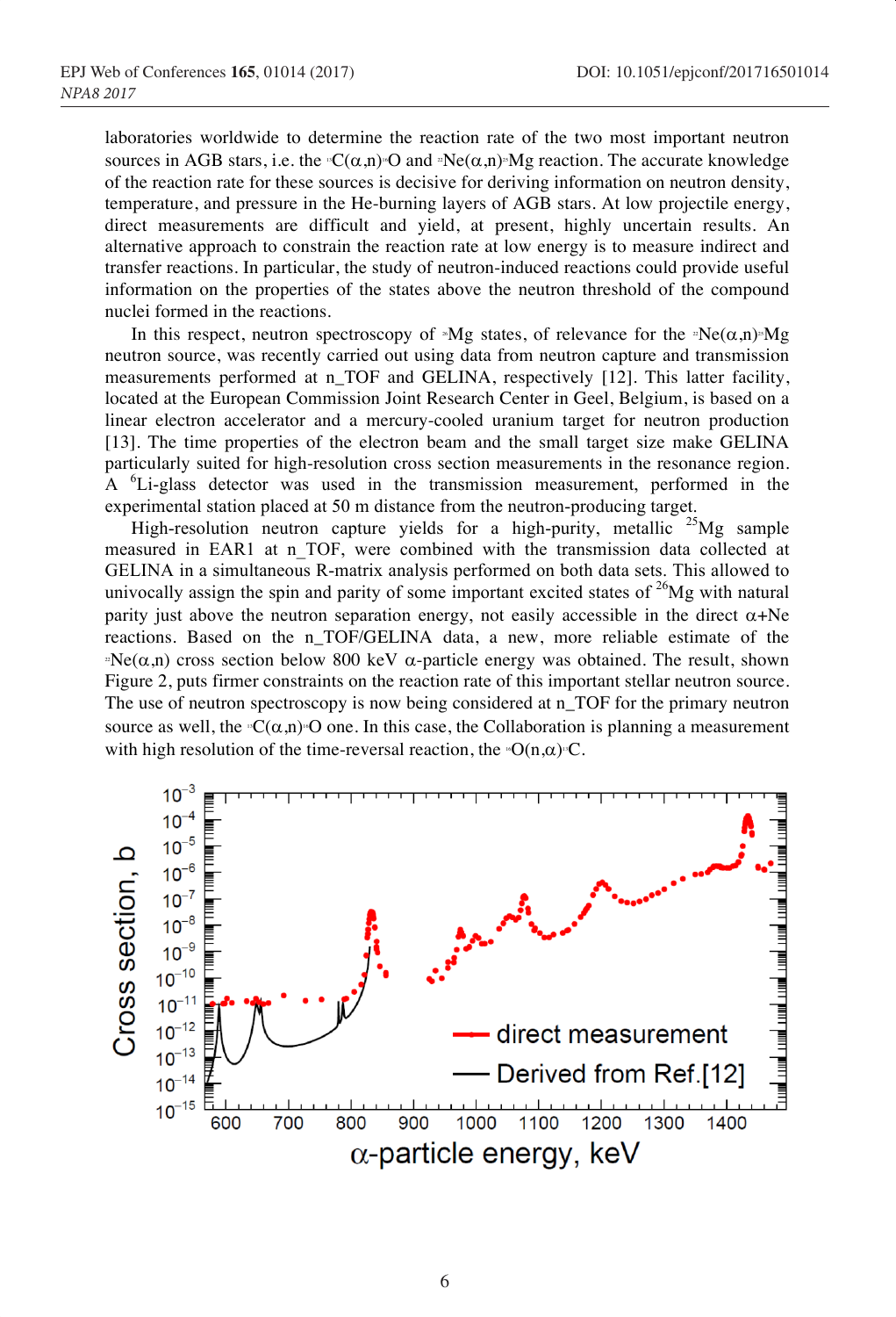laboratories worldwide to determine the reaction rate of the two most important neutron sources in AGB stars, i.e. the $^{13}C(\alpha,n)^{16}O$ and $^{22}Ne(\alpha,n)^{25}Mg$ reaction. The accurate knowledge of the reaction rate for these sources is decisive for deriving information on neutron density, temperature, and pressure in the He-burning layers of AGB stars. At low projectile energy, direct measurements are difficult and yield, at present, highly uncertain results. An alternative approach to constrain the reaction rate at low energy is to measure indirect and transfer reactions. In particular, the study of neutron-induced reactions could provide useful information on the properties of the states above the neutron threshold of the compound nuclei formed in the reactions.

In this respect, neutron spectroscopy of $^{26}Mg$ states, of relevance for the $^{22}Ne(\alpha,n)^{25}Mg$ neutron source, was recently carried out using data from neutron capture and transmission measurements performed at n_TOF and GELINA, respectively [12]. This latter facility, located at the European Commission Joint Research Center in Geel, Belgium, is based on a linear electron accelerator and a mercury-cooled uranium target for neutron production [13]. The time properties of the electron beam and the small target size make GELINA particularly suited for high-resolution cross section measurements in the resonance region. A $^{6}$Li-glass detector was used in the transmission measurement, performed in the experimental station placed at 50 m distance from the neutron-producing target.

High-resolution neutron capture yields for a high-purity, metallic $^{25}$Mg sample measured in EAR1 at n_TOF, were combined with the transmission data collected at GELINA in a simultaneous R-matrix analysis performed on both data sets. This allowed to univocally assign the spin and parity of some important excited states of $^{26}$Mg with natural parity just above the neutron separation energy, not easily accessible in the direct $\alpha$+Ne reactions. Based on the n_TOF/GELINA data, a new, more reliable estimate of the $^{22}Ne(\alpha,n)$ cross section below 800 keV $\alpha$-particle energy was obtained. The result, shown Figure 2, puts firmer constraints on the reaction rate of this important stellar neutron source. The use of neutron spectroscopy is now being considered at n_TOF for the primary neutron source as well, the $^{13}C(\alpha,n)^{16}O$ one. In this case, the Collaboration is planning a measurement with high resolution of the time-reversal reaction, the $^{16}O(n,\alpha)^{13}C$.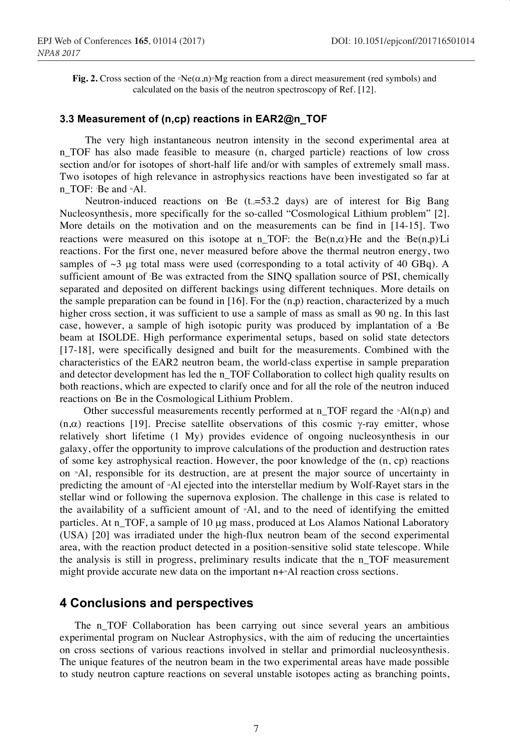**Fig. 2.** Cross section of the $^{22}$Ne($\alpha$,n)$^{25}$Mg reaction from a direct measurement (red symbols) and calculated on the basis of the neutron spectroscopy of Ref. [12].

### 3.3 Measurement of (n,cp) reactions in EAR2@n_TOF

The very high instantaneous neutron intensity in the second experimental area at n_TOF has also made feasible to measure (n, charged particle) reactions of low cross section and/or for isotopes of short-half life and/or with samples of extremely small mass. Two isotopes of high relevance in astrophysics reactions have been investigated so far at n_TOF: $^{7}$Be and $^{26}$Al.

Neutron-induced reactions on $^{7}$Be ($t_{1/2}$=53.2 days) are of interest for Big Bang Nucleosynthesis, more specifically for the so-called "Cosmological Lithium problem" [2]. More details on the motivation and on the measurements can be find in [14-15]. Two reactions were measured on this isotope at n_TOF: the $^{7}$Be(n,$\alpha$)$^{4}$He and the $^{7}$Be(n,p)$^{7}$Li reactions. For the first one, never measured before above the thermal neutron energy, two samples of ~3 μg total mass were used (corresponding to a total activity of 40 GBq). A sufficient amount of $^{7}$Be was extracted from the SINQ spallation source of PSI, chemically separated and deposited on different backings using different techniques. More details on the sample preparation can be found in [16]. For the (n,p) reaction, characterized by a much higher cross section, it was sufficient to use a sample of mass as small as 90 ng. In this last case, however, a sample of high isotopic purity was produced by implantation of a $^{7}$Be beam at ISOLDE. High performance experimental setups, based on solid state detectors [17-18], were specifically designed and built for the measurements. Combined with the characteristics of the EAR2 neutron beam, the world-class expertise in sample preparation and detector development has led the n_TOF Collaboration to collect high quality results on both reactions, which are expected to clarify once and for all the role of the neutron induced reactions on $^{7}$Be in the Cosmological Lithium Problem.

Other successful measurements recently performed at n_TOF regard the $^{26}$Al(n,p) and (n,$\alpha$) reactions [19]. Precise satellite observations of this cosmic $\gamma$-ray emitter, whose relatively short lifetime (1 My) provides evidence of ongoing nucleosynthesis in our galaxy, offer the opportunity to improve calculations of the production and destruction rates of some key astrophysical reaction. However, the poor knowledge of the (n, cp) reactions on $^{26}$Al, responsible for its destruction, are at present the major source of uncertainty in predicting the amount of $^{26}$Al ejected into the interstellar medium by Wolf-Rayet stars in the stellar wind or following the supernova explosion. The challenge in this case is related to the availability of a sufficient amount of $^{26}$Al, and to the need of identifying the emitted particles. At n_TOF, a sample of 10 μg mass, produced at Los Alamos National Laboratory (USA) [20] was irradiated under the high-flux neutron beam of the second experimental area, with the reaction product detected in a position-sensitive solid state telescope. While the analysis is still in progress, preliminary results indicate that the n_TOF measurement might provide accurate new data on the important n+$^{26}$Al reaction cross sections.

## 4 Conclusions and perspectives

The n_TOF Collaboration has been carrying out since several years an ambitious experimental program on Nuclear Astrophysics, with the aim of reducing the uncertainties on cross sections of various reactions involved in stellar and primordial nucleosynthesis. The unique features of the neutron beam in the two experimental areas have made possible to study neutron capture reactions on several unstable isotopes acting as branching points,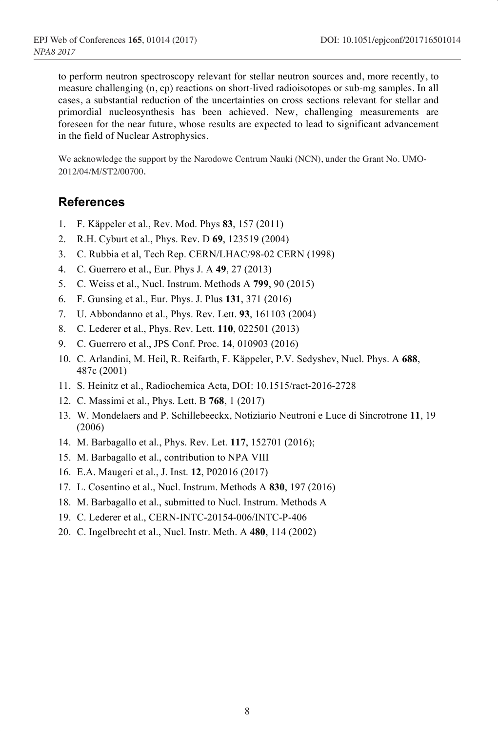to perform neutron spectroscopy relevant for stellar neutron sources and, more recently, to measure challenging (n, cp) reactions on short-lived radioisotopes or sub-mg samples. In all cases, a substantial reduction of the uncertainties on cross sections relevant for stellar and primordial nucleosynthesis has been achieved. New, challenging measurements are foreseen for the near future, whose results are expected to lead to significant advancement in the field of Nuclear Astrophysics.

We acknowledge the support by the Narodowe Centrum Nauki (NCN), under the Grant No. UMO-2012/04/M/ST2/00700.

## References

1. F. Käppeler et al., Rev. Mod. Phys **83**, 157 (2011)
2. R.H. Cyburt et al., Phys. Rev. D **69**, 123519 (2004)
3. C. Rubbia et al, Tech Rep. CERN/LHAC/98-02 CERN (1998)
4. C. Guerrero et al., Eur. Phys J. A **49**, 27 (2013)
5. C. Weiss et al., Nucl. Instrum. Methods A **799**, 90 (2015)
6. F. Gunsing et al., Eur. Phys. J. Plus **131**, 371 (2016)
7. U. Abbondanno et al., Phys. Rev. Lett. **93**, 161103 (2004)
8. C. Lederer et al., Phys. Rev. Lett. **110**, 022501 (2013)
9. C. Guerrero et al., JPS Conf. Proc. **14**, 010903 (2016)
10. C. Arlandini, M. Heil, R. Reifarth, F. Käppeler, P.V. Sedyshev, Nucl. Phys. A **688**, 487c (2001)
11. S. Heinitz et al., Radiochemica Acta, DOI: 10.1515/ract-2016-2728
12. C. Massimi et al., Phys. Lett. B **768**, 1 (2017)
13. W. Mondelaers and P. Schillebeeckx, Notiziario Neutroni e Luce di Sincrotrone **11**, 19 (2006)
14. M. Barbagallo et al., Phys. Rev. Let. **117**, 152701 (2016);
15. M. Barbagallo et al., contribution to NPA VIII
16. E.A. Maugeri et al., J. Inst. **12**, P02016 (2017)
17. L. Cosentino et al., Nucl. Instrum. Methods A **830**, 197 (2016)
18. M. Barbagallo et al., submitted to Nucl. Instrum. Methods A
19. C. Lederer et al., CERN-INTC-20154-006/INTC-P-406
20. C. Ingelbrecht et al., Nucl. Instr. Meth. A **480**, 114 (2002)